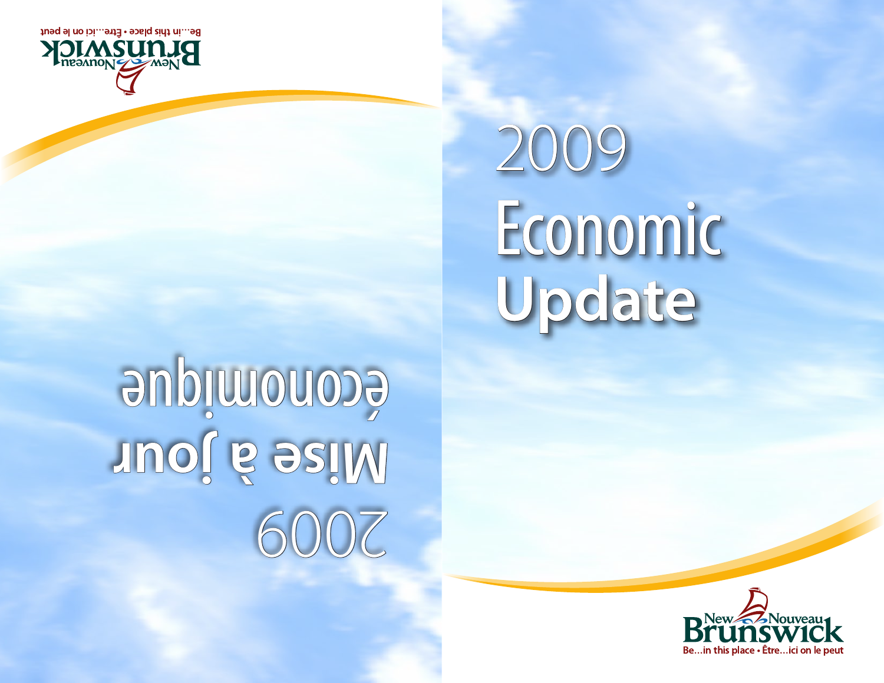# 2009 Economic Update

New Nouveau Brunswick

Be…in this place • Être…ici on le peut

# 2009 Mise à jour économique

New Nouveau Brunswick

Be…in this place • Être…ici on le peut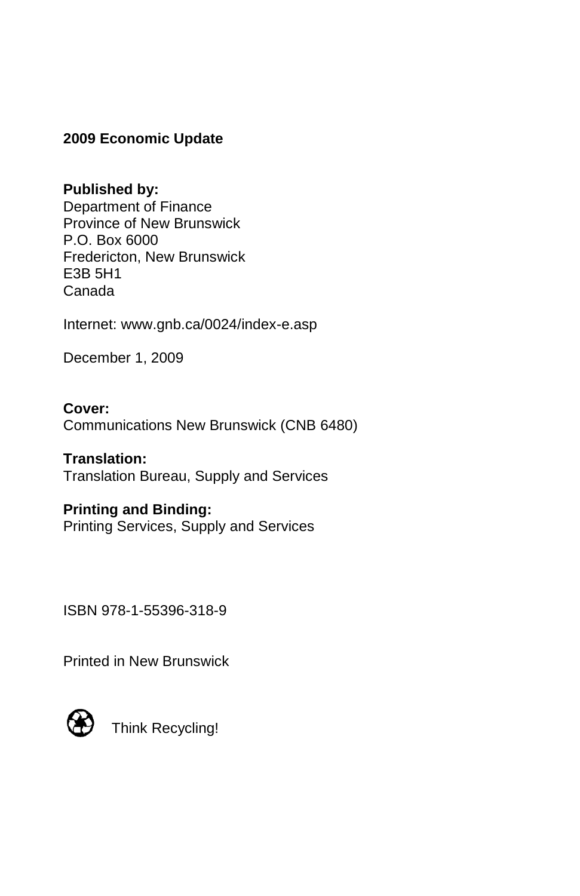**2009 Economic Update**

**Published by:**
Department of Finance
Province of New Brunswick
P.O. Box 6000
Fredericton, New Brunswick
E3B 5H1
Canada

Internet: www.gnb.ca/0024/index-e.asp

December 1, 2009

**Cover:**
Communications New Brunswick (CNB 6480)

**Translation:**
Translation Bureau, Supply and Services

**Printing and Binding:**
Printing Services, Supply and Services

ISBN 978-1-55396-318-9

Printed in New Brunswick

Think Recycling!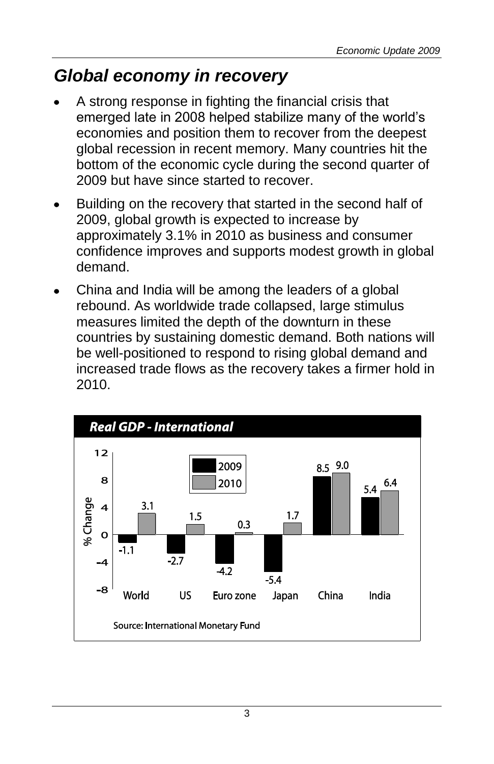## Global economy in recovery

- A strong response in fighting the financial crisis that emerged late in 2008 helped stabilize many of the world's economies and position them to recover from the deepest global recession in recent memory. Many countries hit the bottom of the economic cycle during the second quarter of 2009 but have since started to recover.
- Building on the recovery that started in the second half of 2009, global growth is expected to increase by approximately 3.1% in 2010 as business and consumer confidence improves and supports modest growth in global demand.
- China and India will be among the leaders of a global rebound. As worldwide trade collapsed, large stimulus measures limited the depth of the downturn in these countries by sustaining domestic demand. Both nations will be well-positioned to respond to rising global demand and increased trade flows as the recovery takes a firmer hold in 2010.

**Real GDP - International**

| % Change | World | US | Euro zone | Japan | China | India |
|---|---|---|---|---|---|---|
| 2009 | -1.1 | -2.7 | -4.2 | -5.4 | 8.5 | 5.4 |
| 2010 | 3.1 | 1.5 | 0.3 | 1.7 | 9.0 | 6.4 |

Source: International Monetary Fund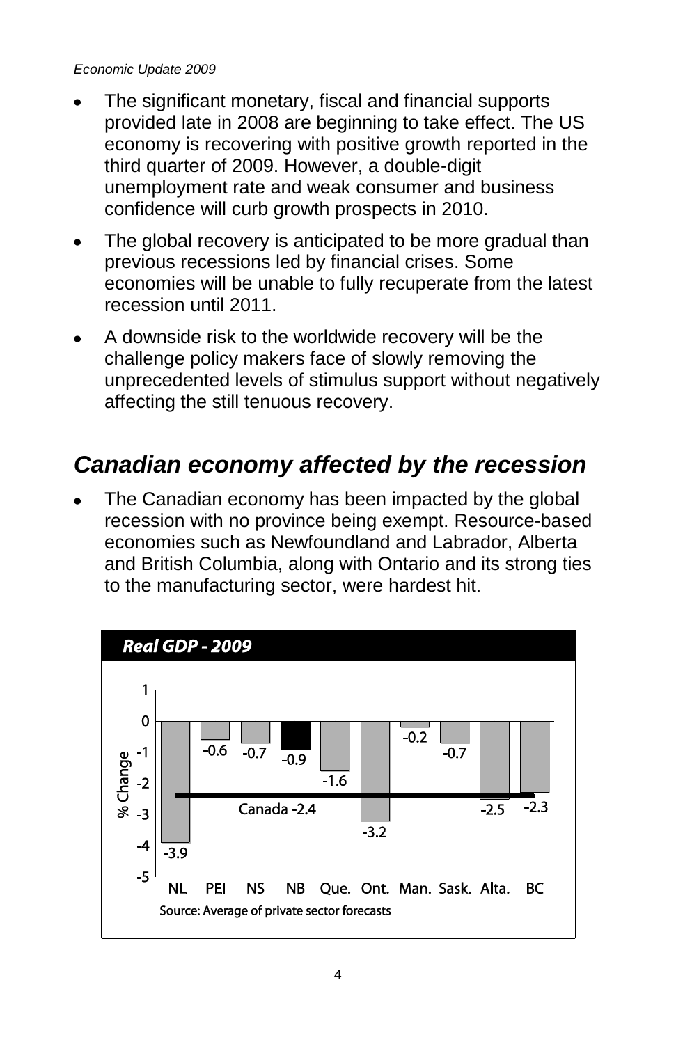- The significant monetary, fiscal and financial supports provided late in 2008 are beginning to take effect. The US economy is recovering with positive growth reported in the third quarter of 2009. However, a double-digit unemployment rate and weak consumer and business confidence will curb growth prospects in 2010.
- The global recovery is anticipated to be more gradual than previous recessions led by financial crises. Some economies will be unable to fully recuperate from the latest recession until 2011.
- A downside risk to the worldwide recovery will be the challenge policy makers face of slowly removing the unprecedented levels of stimulus support without negatively affecting the still tenuous recovery.

## *Canadian economy affected by the recession*

- The Canadian economy has been impacted by the global recession with no province being exempt. Resource-based economies such as Newfoundland and Labrador, Alberta and British Columbia, along with Ontario and its strong ties to the manufacturing sector, were hardest hit.

**Real GDP - 2009**

| Province | % Change |
| --- | --- |
| NL | -3.9 |
| PEI | -0.6 |
| NS | -0.7 |
| NB | -0.9 |
| Que. | -1.6 |
| Ont. | -3.2 |
| Man. | -0.2 |
| Sask. | -0.7 |
| Alta. | -2.5 |
| BC | -2.3 |
| Canada | -2.4 |

Source: Average of private sector forecasts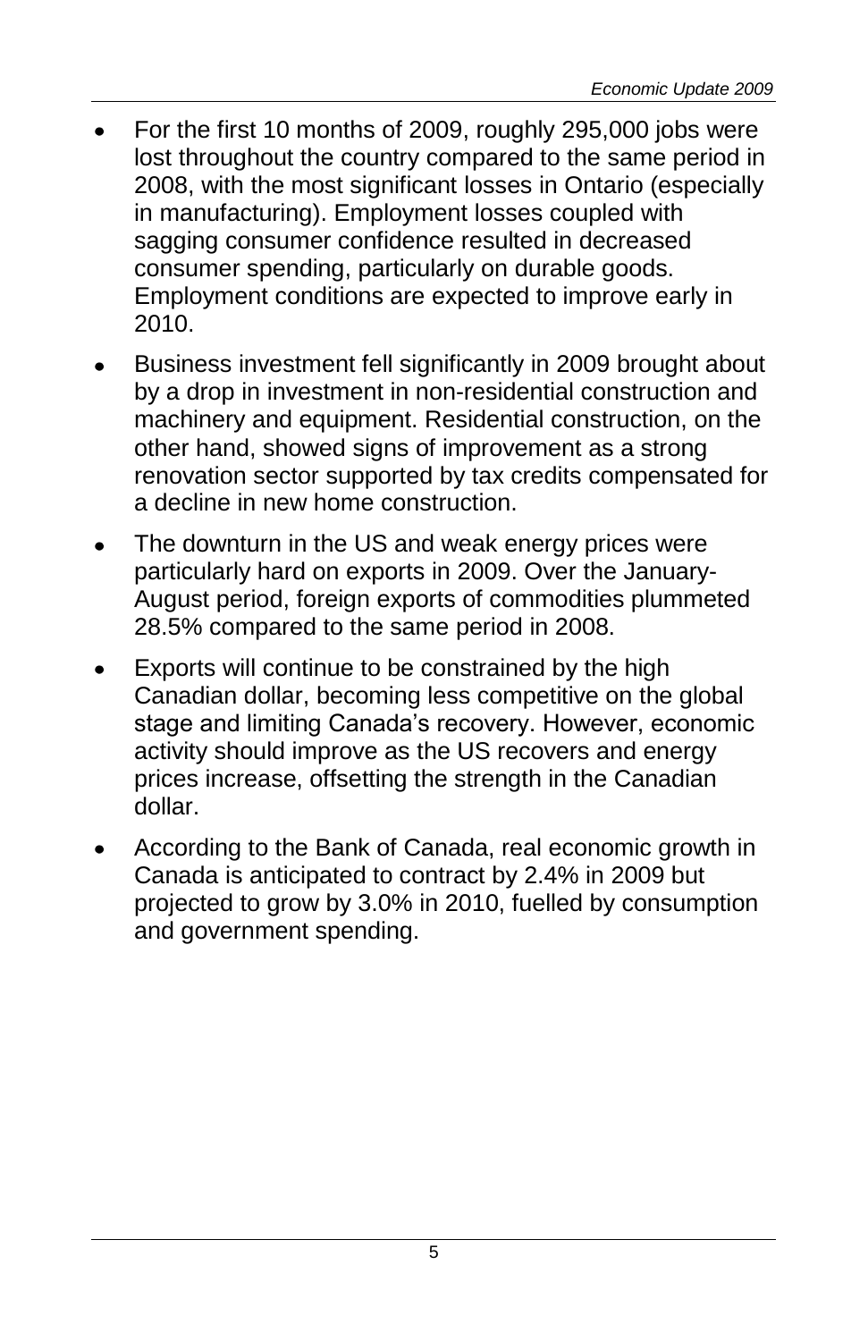- For the first 10 months of 2009, roughly 295,000 jobs were lost throughout the country compared to the same period in 2008, with the most significant losses in Ontario (especially in manufacturing). Employment losses coupled with sagging consumer confidence resulted in decreased consumer spending, particularly on durable goods. Employment conditions are expected to improve early in 2010.
- Business investment fell significantly in 2009 brought about by a drop in investment in non-residential construction and machinery and equipment. Residential construction, on the other hand, showed signs of improvement as a strong renovation sector supported by tax credits compensated for a decline in new home construction.
- The downturn in the US and weak energy prices were particularly hard on exports in 2009. Over the January-August period, foreign exports of commodities plummeted 28.5% compared to the same period in 2008.
- Exports will continue to be constrained by the high Canadian dollar, becoming less competitive on the global stage and limiting Canada's recovery. However, economic activity should improve as the US recovers and energy prices increase, offsetting the strength in the Canadian dollar.
- According to the Bank of Canada, real economic growth in Canada is anticipated to contract by 2.4% in 2009 but projected to grow by 3.0% in 2010, fuelled by consumption and government spending.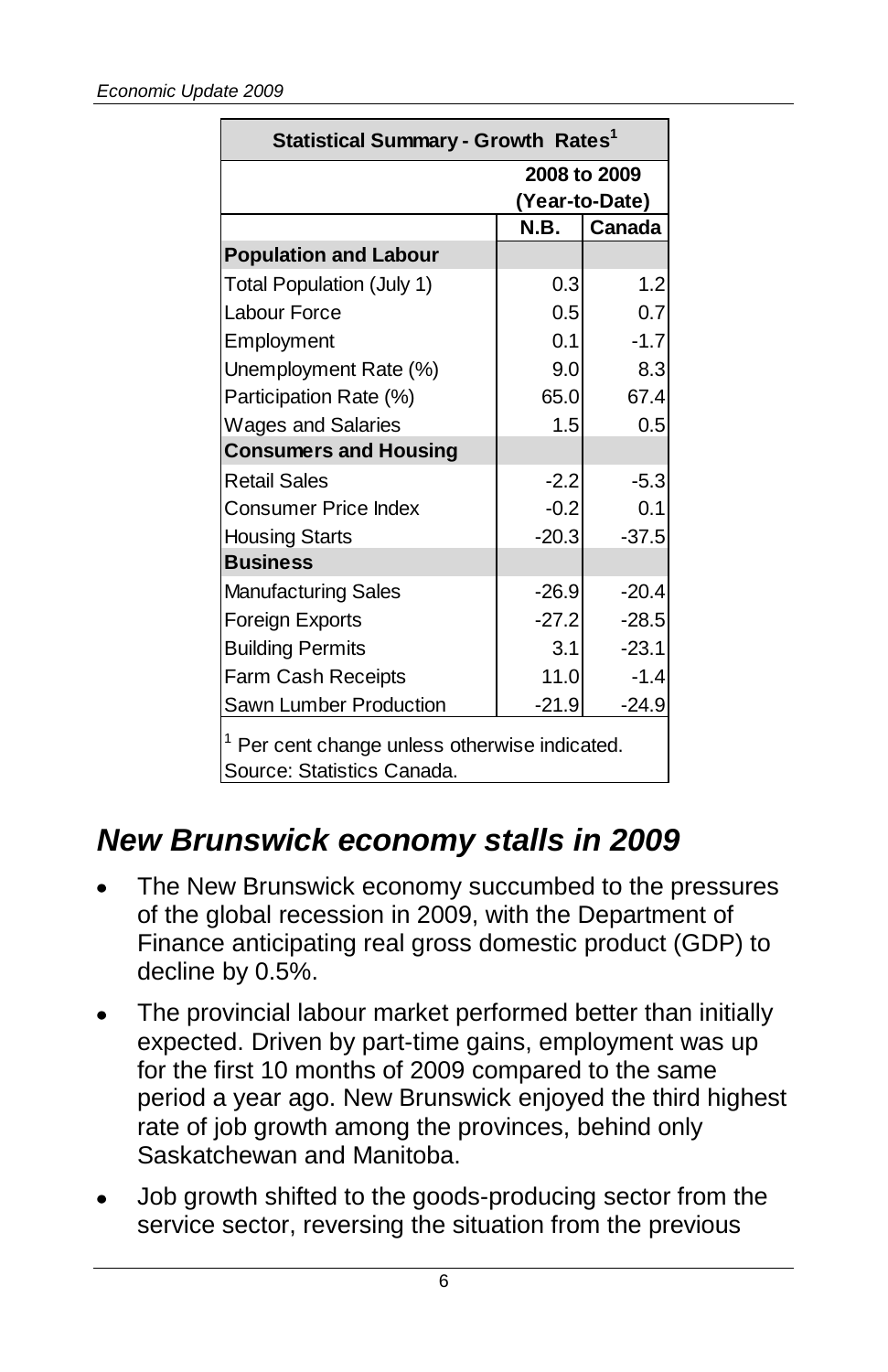| Statistical Summary - Growth Rates[1] | | |
|---|---|---|
| | 2008 to 2009 (Year-to-Date) | |
| | N.B. | Canada |
| **Population and Labour** | | |
| Total Population (July 1) | 0.3 | 1.2 |
| Labour Force | 0.5 | 0.7 |
| Employment | 0.1 | -1.7 |
| Unemployment Rate (%) | 9.0 | 8.3 |
| Participation Rate (%) | 65.0 | 67.4 |
| Wages and Salaries | 1.5 | 0.5 |
| **Consumers and Housing** | | |
| Retail Sales | -2.2 | -5.3 |
| Consumer Price Index | -0.2 | 0.1 |
| Housing Starts | -20.3 | -37.5 |
| **Business** | | |
| Manufacturing Sales | -26.9 | -20.4 |
| Foreign Exports | -27.2 | -28.5 |
| Building Permits | 3.1 | -23.1 |
| Farm Cash Receipts | 11.0 | -1.4 |
| Sawn Lumber Production | -21.9 | -24.9 |

[1] Per cent change unless otherwise indicated.
Source: Statistics Canada.

## *New Brunswick economy stalls in 2009*

- The New Brunswick economy succumbed to the pressures of the global recession in 2009, with the Department of Finance anticipating real gross domestic product (GDP) to decline by 0.5%.
- The provincial labour market performed better than initially expected. Driven by part-time gains, employment was up for the first 10 months of 2009 compared to the same period a year ago. New Brunswick enjoyed the third highest rate of job growth among the provinces, behind only Saskatchewan and Manitoba.
- Job growth shifted to the goods-producing sector from the service sector, reversing the situation from the previous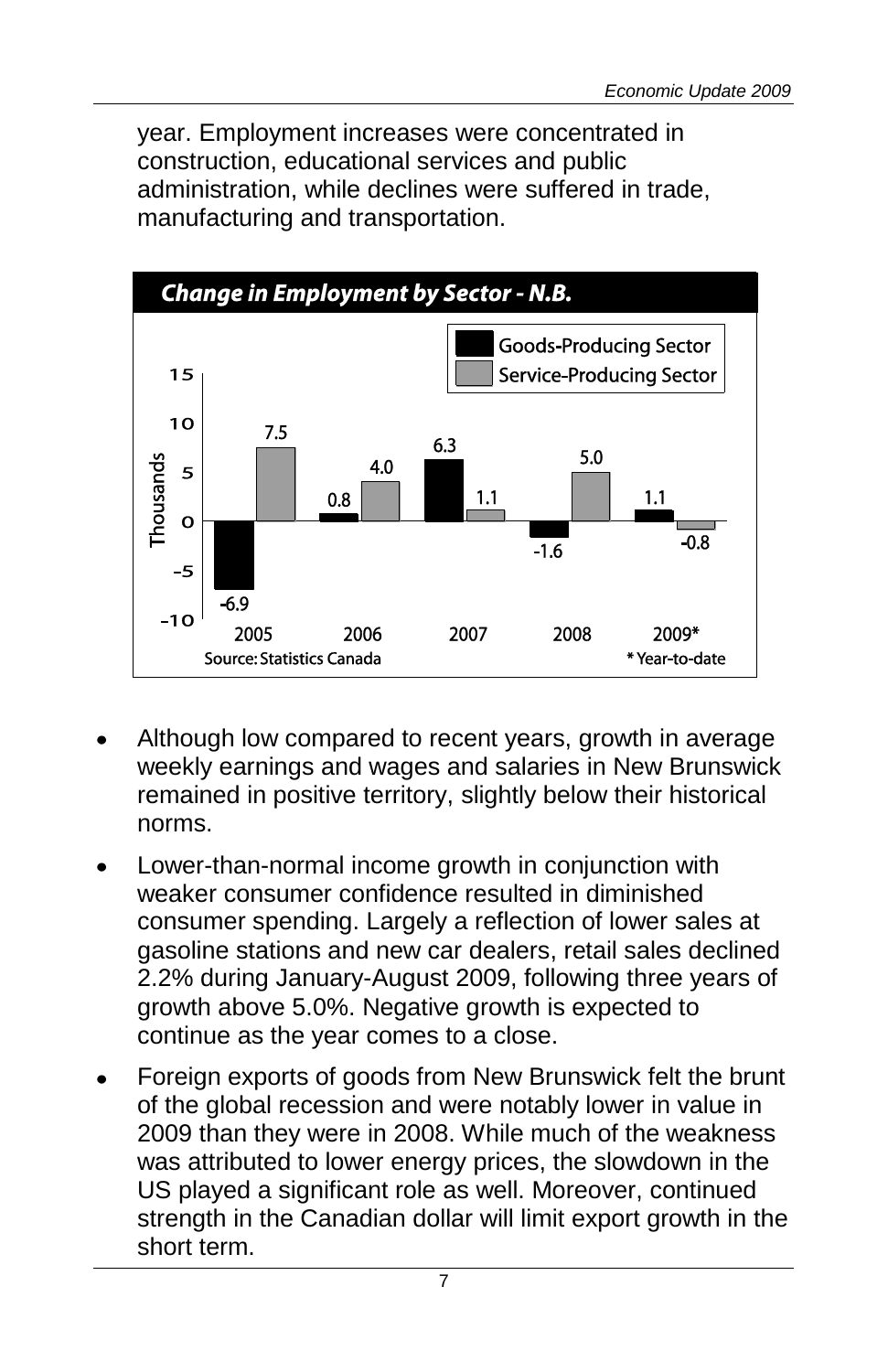year. Employment increases were concentrated in construction, educational services and public administration, while declines were suffered in trade, manufacturing and transportation.

**Change in Employment by Sector - N.B.**

| Year | Goods-Producing Sector (Thousands) | Service-Producing Sector (Thousands) |
|---|---|---|
| 2005 | -6.9 | 7.5 |
| 2006 | 0.8 | 4.0 |
| 2007 | 6.3 | 1.1 |
| 2008 | -1.6 | 5.0 |
| 2009* | 1.1 | -0.8 |

Source: Statistics Canada

\* Year-to-date

- Although low compared to recent years, growth in average weekly earnings and wages and salaries in New Brunswick remained in positive territory, slightly below their historical norms.
- Lower-than-normal income growth in conjunction with weaker consumer confidence resulted in diminished consumer spending. Largely a reflection of lower sales at gasoline stations and new car dealers, retail sales declined 2.2% during January-August 2009, following three years of growth above 5.0%. Negative growth is expected to continue as the year comes to a close.
- Foreign exports of goods from New Brunswick felt the brunt of the global recession and were notably lower in value in 2009 than they were in 2008. While much of the weakness was attributed to lower energy prices, the slowdown in the US played a significant role as well. Moreover, continued strength in the Canadian dollar will limit export growth in the short term.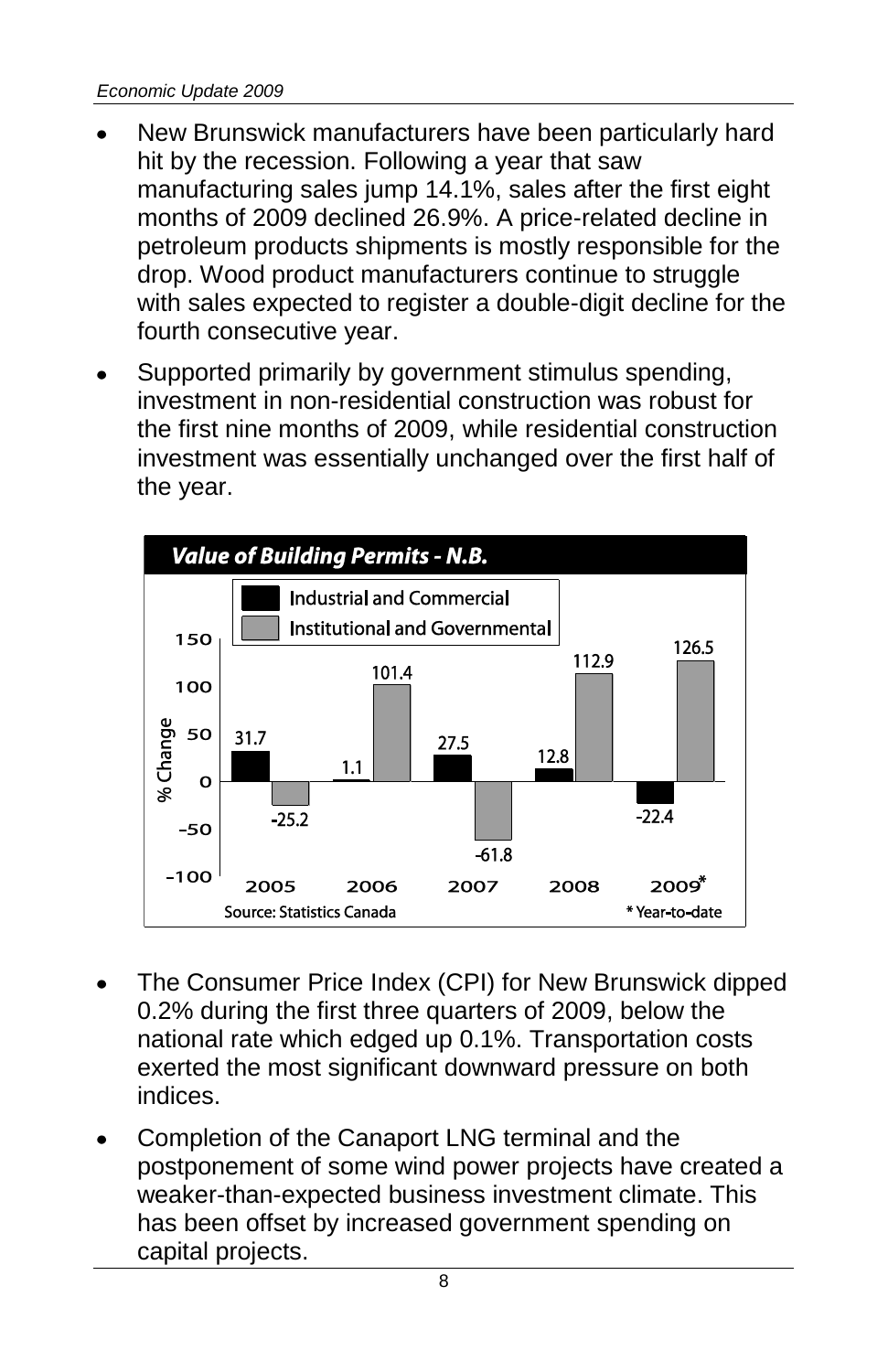- New Brunswick manufacturers have been particularly hard hit by the recession. Following a year that saw manufacturing sales jump 14.1%, sales after the first eight months of 2009 declined 26.9%. A price-related decline in petroleum products shipments is mostly responsible for the drop. Wood product manufacturers continue to struggle with sales expected to register a double-digit decline for the fourth consecutive year.
- Supported primarily by government stimulus spending, investment in non-residential construction was robust for the first nine months of 2009, while residential construction investment was essentially unchanged over the first half of the year.

**Value of Building Permits - N.B.**

| Year | Industrial and Commercial (% Change) | Institutional and Governmental (% Change) |
| --- | --- | --- |
| 2005 | 31.7 | -25.2 |
| 2006 | 1.1 | 101.4 |
| 2007 | 27.5 | -61.8 |
| 2008 | 12.8 | 112.9 |
| 2009* | -22.4 | 126.5 |

Source: Statistics Canada

\* Year-to-date

- The Consumer Price Index (CPI) for New Brunswick dipped 0.2% during the first three quarters of 2009, below the national rate which edged up 0.1%. Transportation costs exerted the most significant downward pressure on both indices.
- Completion of the Canaport LNG terminal and the postponement of some wind power projects have created a weaker-than-expected business investment climate. This has been offset by increased government spending on capital projects.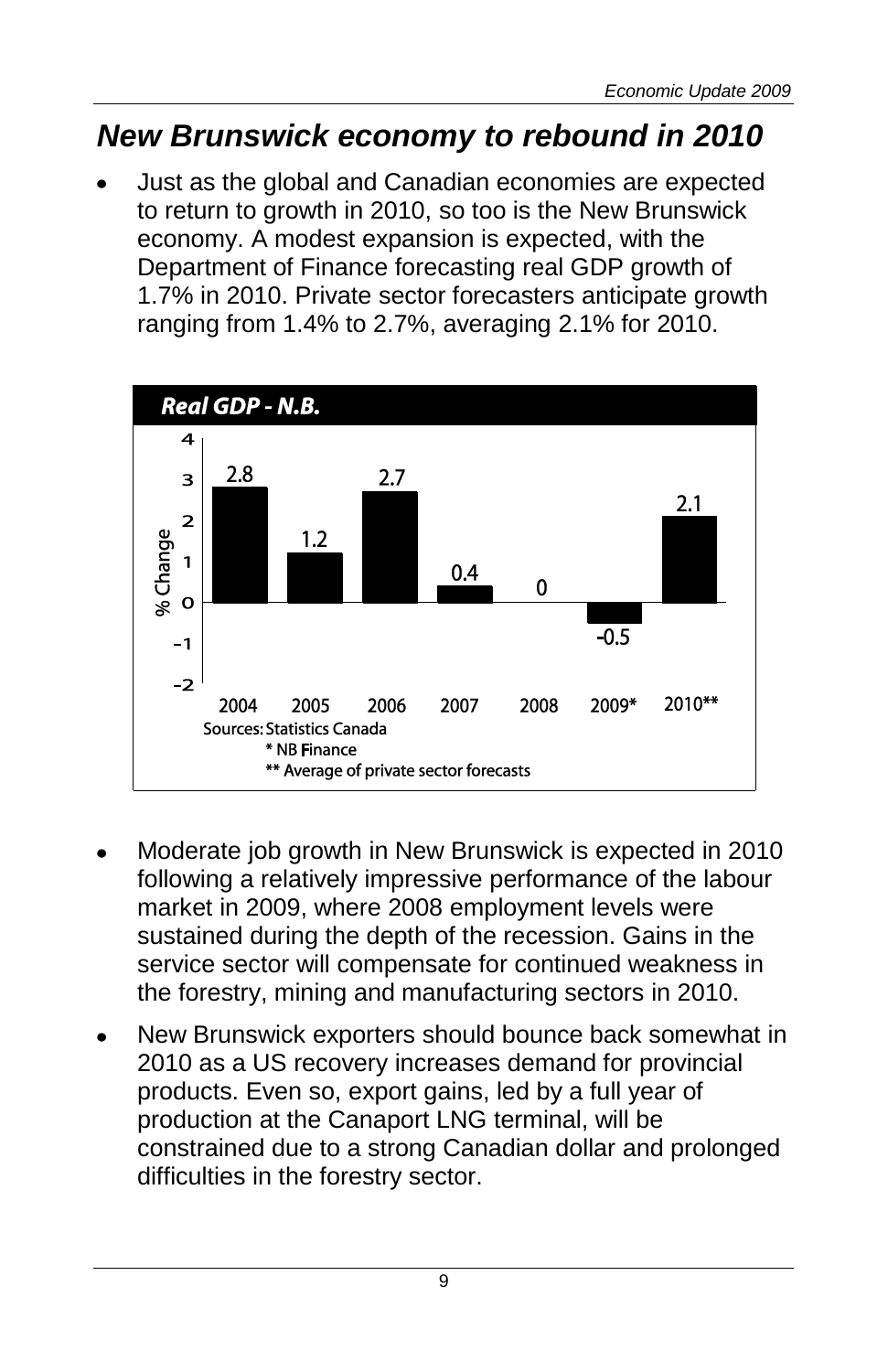## *New Brunswick economy to rebound in 2010*

- Just as the global and Canadian economies are expected to return to growth in 2010, so too is the New Brunswick economy. A modest expansion is expected, with the Department of Finance forecasting real GDP growth of 1.7% in 2010. Private sector forecasters anticipate growth ranging from 1.4% to 2.7%, averaging 2.1% for 2010.

***Real GDP - N.B.***

| Year | % Change |
|---|---|
| 2004 | 2.8 |
| 2005 | 1.2 |
| 2006 | 2.7 |
| 2007 | 0.4 |
| 2008 | 0 |
| 2009* | -0.5 |
| 2010** | 2.1 |

Sources: Statistics Canada
\* NB Finance
\*\* Average of private sector forecasts

- Moderate job growth in New Brunswick is expected in 2010 following a relatively impressive performance of the labour market in 2009, where 2008 employment levels were sustained during the depth of the recession. Gains in the service sector will compensate for continued weakness in the forestry, mining and manufacturing sectors in 2010.
- New Brunswick exporters should bounce back somewhat in 2010 as a US recovery increases demand for provincial products. Even so, export gains, led by a full year of production at the Canaport LNG terminal, will be constrained due to a strong Canadian dollar and prolonged difficulties in the forestry sector.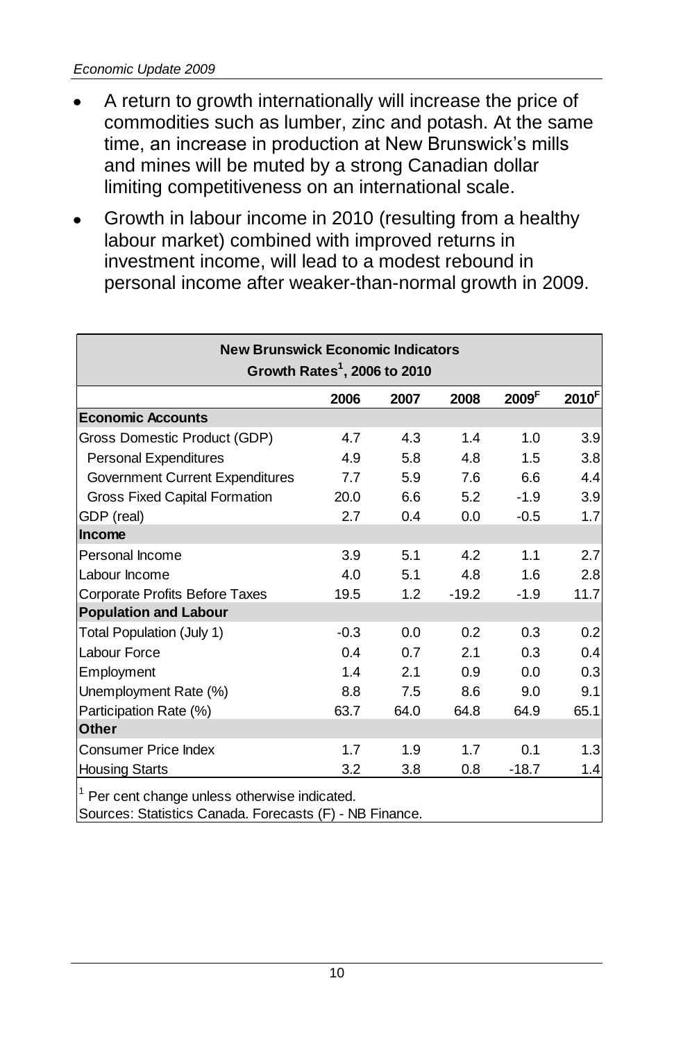- A return to growth internationally will increase the price of commodities such as lumber, zinc and potash. At the same time, an increase in production at New Brunswick's mills and mines will be muted by a strong Canadian dollar limiting competitiveness on an international scale.
- Growth in labour income in 2010 (resulting from a healthy labour market) combined with improved returns in investment income, will lead to a modest rebound in personal income after weaker-than-normal growth in 2009.

**New Brunswick Economic Indicators**
**Growth Rates[1], 2006 to 2010**

| | 2006 | 2007 | 2008 | 2009F | 2010F |
|---|---|---|---|---|---|
| **Economic Accounts** | | | | | |
| Gross Domestic Product (GDP) | 4.7 | 4.3 | 1.4 | 1.0 | 3.9 |
| Personal Expenditures | 4.9 | 5.8 | 4.8 | 1.5 | 3.8 |
| Government Current Expenditures | 7.7 | 5.9 | 7.6 | 6.6 | 4.4 |
| Gross Fixed Capital Formation | 20.0 | 6.6 | 5.2 | -1.9 | 3.9 |
| GDP (real) | 2.7 | 0.4 | 0.0 | -0.5 | 1.7 |
| **Income** | | | | | |
| Personal Income | 3.9 | 5.1 | 4.2 | 1.1 | 2.7 |
| Labour Income | 4.0 | 5.1 | 4.8 | 1.6 | 2.8 |
| Corporate Profits Before Taxes | 19.5 | 1.2 | -19.2 | -1.9 | 11.7 |
| **Population and Labour** | | | | | |
| Total Population (July 1) | -0.3 | 0.0 | 0.2 | 0.3 | 0.2 |
| Labour Force | 0.4 | 0.7 | 2.1 | 0.3 | 0.4 |
| Employment | 1.4 | 2.1 | 0.9 | 0.0 | 0.3 |
| Unemployment Rate (%) | 8.8 | 7.5 | 8.6 | 9.0 | 9.1 |
| Participation Rate (%) | 63.7 | 64.0 | 64.8 | 64.9 | 65.1 |
| **Other** | | | | | |
| Consumer Price Index | 1.7 | 1.9 | 1.7 | 0.1 | 1.3 |
| Housing Starts | 3.2 | 3.8 | 0.8 | -18.7 | 1.4 |

[1] Per cent change unless otherwise indicated.
Sources: Statistics Canada. Forecasts (F) - NB Finance.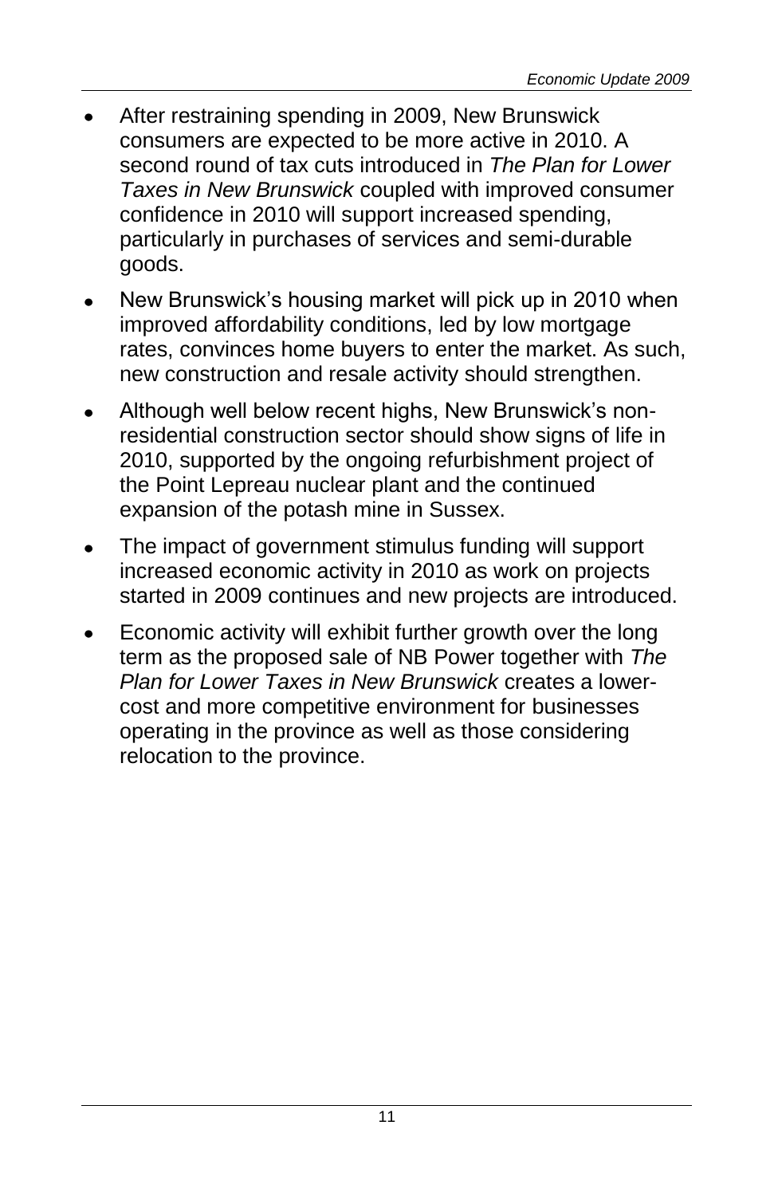- After restraining spending in 2009, New Brunswick consumers are expected to be more active in 2010. A second round of tax cuts introduced in *The Plan for Lower Taxes in New Brunswick* coupled with improved consumer confidence in 2010 will support increased spending, particularly in purchases of services and semi-durable goods.
- New Brunswick's housing market will pick up in 2010 when improved affordability conditions, led by low mortgage rates, convinces home buyers to enter the market. As such, new construction and resale activity should strengthen.
- Although well below recent highs, New Brunswick's non-residential construction sector should show signs of life in 2010, supported by the ongoing refurbishment project of the Point Lepreau nuclear plant and the continued expansion of the potash mine in Sussex.
- The impact of government stimulus funding will support increased economic activity in 2010 as work on projects started in 2009 continues and new projects are introduced.
- Economic activity will exhibit further growth over the long term as the proposed sale of NB Power together with *The Plan for Lower Taxes in New Brunswick* creates a lower-cost and more competitive environment for businesses operating in the province as well as those considering relocation to the province.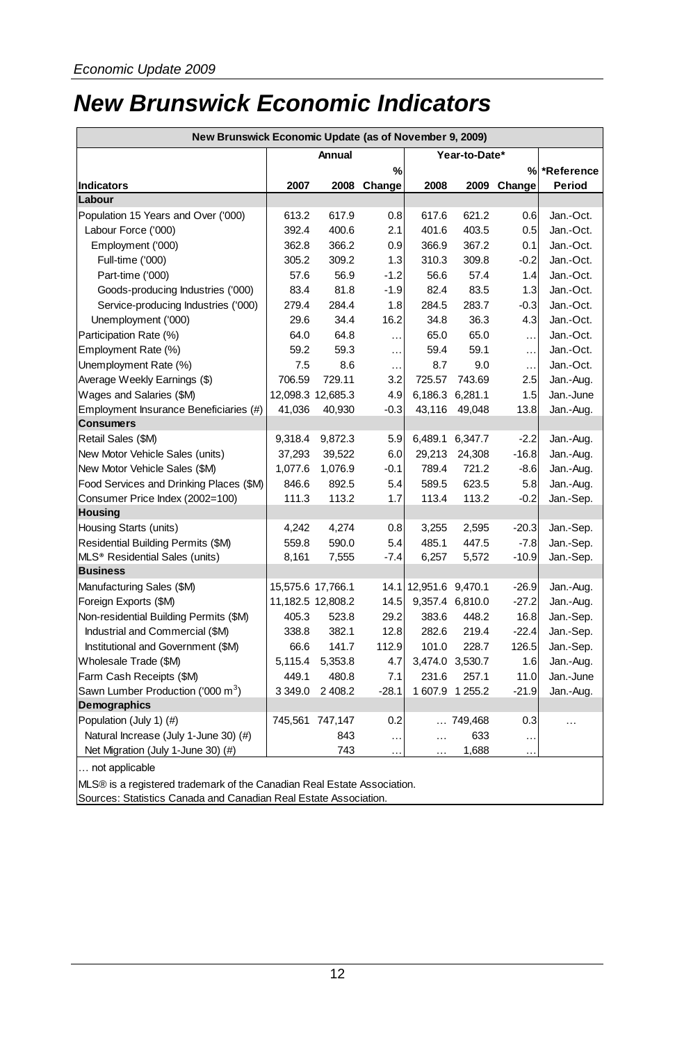# New Brunswick Economic Indicators

| New Brunswick Economic Update (as of November 9, 2009) | | | | | | | |
|---|---|---|---|---|---|---|---|
| | Annual | | | Year-to-Date* | | | |
| Indicators | 2007 | 2008 | % Change | 2008 | 2009 | % Change | *Reference Period |
| **Labour** | | | | | | | |
| Population 15 Years and Over ('000) | 613.2 | 617.9 | 0.8 | 617.6 | 621.2 | 0.6 | Jan.-Oct. |
| Labour Force ('000) | 392.4 | 400.6 | 2.1 | 401.6 | 403.5 | 0.5 | Jan.-Oct. |
| Employment ('000) | 362.8 | 366.2 | 0.9 | 366.9 | 367.2 | 0.1 | Jan.-Oct. |
| Full-time ('000) | 305.2 | 309.2 | 1.3 | 310.3 | 309.8 | -0.2 | Jan.-Oct. |
| Part-time ('000) | 57.6 | 56.9 | -1.2 | 56.6 | 57.4 | 1.4 | Jan.-Oct. |
| Goods-producing Industries ('000) | 83.4 | 81.8 | -1.9 | 82.4 | 83.5 | 1.3 | Jan.-Oct. |
| Service-producing Industries ('000) | 279.4 | 284.4 | 1.8 | 284.5 | 283.7 | -0.3 | Jan.-Oct. |
| Unemployment ('000) | 29.6 | 34.4 | 16.2 | 34.8 | 36.3 | 4.3 | Jan.-Oct. |
| Participation Rate (%) | 64.0 | 64.8 | … | 65.0 | 65.0 | … | Jan.-Oct. |
| Employment Rate (%) | 59.2 | 59.3 | … | 59.4 | 59.1 | … | Jan.-Oct. |
| Unemployment Rate (%) | 7.5 | 8.6 | … | 8.7 | 9.0 | … | Jan.-Oct. |
| Average Weekly Earnings ($) | 706.59 | 729.11 | 3.2 | 725.57 | 743.69 | 2.5 | Jan.-Aug. |
| Wages and Salaries ($M) | 12,098.3 | 12,685.3 | 4.9 | 6,186.3 | 6,281.1 | 1.5 | Jan.-June |
| Employment Insurance Beneficiaries (#) | 41,036 | 40,930 | -0.3 | 43,116 | 49,048 | 13.8 | Jan.-Aug. |
| **Consumers** | | | | | | | |
| Retail Sales ($M) | 9,318.4 | 9,872.3 | 5.9 | 6,489.1 | 6,347.7 | -2.2 | Jan.-Aug. |
| New Motor Vehicle Sales (units) | 37,293 | 39,522 | 6.0 | 29,213 | 24,308 | -16.8 | Jan.-Aug. |
| New Motor Vehicle Sales ($M) | 1,077.6 | 1,076.9 | -0.1 | 789.4 | 721.2 | -8.6 | Jan.-Aug. |
| Food Services and Drinking Places ($M) | 846.6 | 892.5 | 5.4 | 589.5 | 623.5 | 5.8 | Jan.-Aug. |
| Consumer Price Index (2002=100) | 111.3 | 113.2 | 1.7 | 113.4 | 113.2 | -0.2 | Jan.-Sep. |
| **Housing** | | | | | | | |
| Housing Starts (units) | 4,242 | 4,274 | 0.8 | 3,255 | 2,595 | -20.3 | Jan.-Sep. |
| Residential Building Permits ($M) | 559.8 | 590.0 | 5.4 | 485.1 | 447.5 | -7.8 | Jan.-Sep. |
| MLS® Residential Sales (units) | 8,161 | 7,555 | -7.4 | 6,257 | 5,572 | -10.9 | Jan.-Sep. |
| **Business** | | | | | | | |
| Manufacturing Sales ($M) | 15,575.6 | 17,766.1 | 14.1 | 12,951.6 | 9,470.1 | -26.9 | Jan.-Aug. |
| Foreign Exports ($M) | 11,182.5 | 12,808.2 | 14.5 | 9,357.4 | 6,810.0 | -27.2 | Jan.-Aug. |
| Non-residential Building Permits ($M) | 405.3 | 523.8 | 29.2 | 383.6 | 448.2 | 16.8 | Jan.-Sep. |
| Industrial and Commercial ($M) | 338.8 | 382.1 | 12.8 | 282.6 | 219.4 | -22.4 | Jan.-Sep. |
| Institutional and Government ($M) | 66.6 | 141.7 | 112.9 | 101.0 | 228.7 | 126.5 | Jan.-Sep. |
| Wholesale Trade ($M) | 5,115.4 | 5,353.8 | 4.7 | 3,474.0 | 3,530.7 | 1.6 | Jan.-Aug. |
| Farm Cash Receipts ($M) | 449.1 | 480.8 | 7.1 | 231.6 | 257.1 | 11.0 | Jan.-June |
| Sawn Lumber Production ('000 $m^3$) | 3 349.0 | 2 408.2 | -28.1 | 1 607.9 | 1 255.2 | -21.9 | Jan.-Aug. |
| **Demographics** | | | | | | | |
| Population (July 1) (#) | 745,561 | 747,147 | 0.2 | … | 749,468 | 0.3 | … |
| Natural Increase (July 1-June 30) (#) | | 843 | … | … | 633 | … | |
| Net Migration (July 1-June 30) (#) | | 743 | … | … | 1,688 | … | |

… not applicable

MLS® is a registered trademark of the Canadian Real Estate Association.

Sources: Statistics Canada and Canadian Real Estate Association.